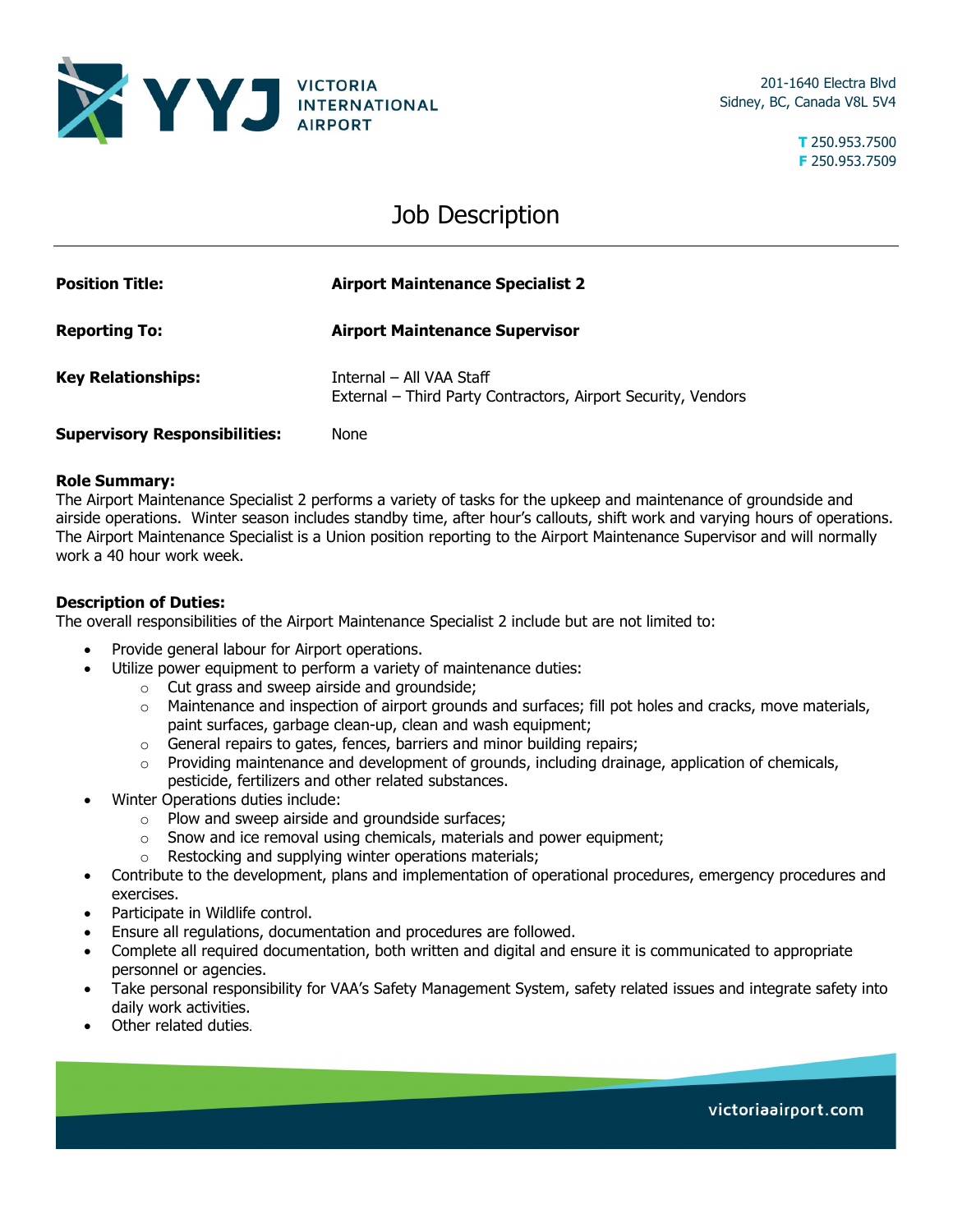VICTORIA INTERNATIONAL AIRPORT

201-1640 Electra Blvd
Sidney, BC, Canada V8L 5V4

T 250.953.7500
F 250.953.7509

# Job Description

| | |
|---|---|
| **Position Title:** | **Airport Maintenance Specialist 2** |
| **Reporting To:** | **Airport Maintenance Supervisor** |
| **Key Relationships:** | Internal – All VAA Staff<br>External – Third Party Contractors, Airport Security, Vendors |
| **Supervisory Responsibilities:** | None |

**Role Summary:**
The Airport Maintenance Specialist 2 performs a variety of tasks for the upkeep and maintenance of groundside and airside operations. Winter season includes standby time, after hour's callouts, shift work and varying hours of operations. The Airport Maintenance Specialist is a Union position reporting to the Airport Maintenance Supervisor and will normally work a 40 hour work week.

**Description of Duties:**
The overall responsibilities of the Airport Maintenance Specialist 2 include but are not limited to:

- Provide general labour for Airport operations.
- Utilize power equipment to perform a variety of maintenance duties:
  - Cut grass and sweep airside and groundside;
  - Maintenance and inspection of airport grounds and surfaces; fill pot holes and cracks, move materials, paint surfaces, garbage clean-up, clean and wash equipment;
  - General repairs to gates, fences, barriers and minor building repairs;
  - Providing maintenance and development of grounds, including drainage, application of chemicals, pesticide, fertilizers and other related substances.
- Winter Operations duties include:
  - Plow and sweep airside and groundside surfaces;
  - Snow and ice removal using chemicals, materials and power equipment;
  - Restocking and supplying winter operations materials;
- Contribute to the development, plans and implementation of operational procedures, emergency procedures and exercises.
- Participate in Wildlife control.
- Ensure all regulations, documentation and procedures are followed.
- Complete all required documentation, both written and digital and ensure it is communicated to appropriate personnel or agencies.
- Take personal responsibility for VAA's Safety Management System, safety related issues and integrate safety into daily work activities.
- Other related duties.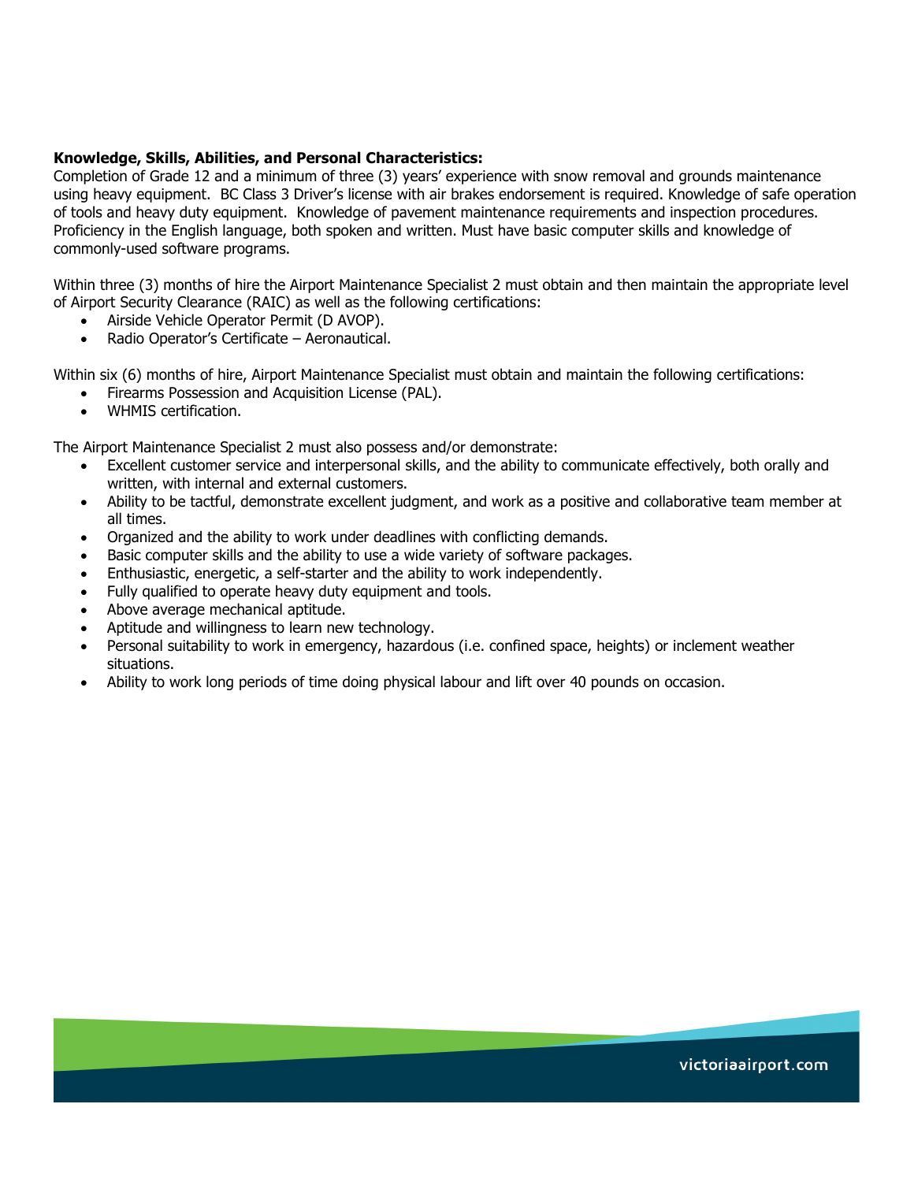**Knowledge, Skills, Abilities, and Personal Characteristics:**
Completion of Grade 12 and a minimum of three (3) years' experience with snow removal and grounds maintenance using heavy equipment. BC Class 3 Driver's license with air brakes endorsement is required. Knowledge of safe operation of tools and heavy duty equipment. Knowledge of pavement maintenance requirements and inspection procedures. Proficiency in the English language, both spoken and written. Must have basic computer skills and knowledge of commonly-used software programs.

Within three (3) months of hire the Airport Maintenance Specialist 2 must obtain and then maintain the appropriate level of Airport Security Clearance (RAIC) as well as the following certifications:

- Airside Vehicle Operator Permit (D AVOP).
- Radio Operator's Certificate – Aeronautical.

Within six (6) months of hire, Airport Maintenance Specialist must obtain and maintain the following certifications:

- Firearms Possession and Acquisition License (PAL).
- WHMIS certification.

The Airport Maintenance Specialist 2 must also possess and/or demonstrate:

- Excellent customer service and interpersonal skills, and the ability to communicate effectively, both orally and written, with internal and external customers.
- Ability to be tactful, demonstrate excellent judgment, and work as a positive and collaborative team member at all times.
- Organized and the ability to work under deadlines with conflicting demands.
- Basic computer skills and the ability to use a wide variety of software packages.
- Enthusiastic, energetic, a self-starter and the ability to work independently.
- Fully qualified to operate heavy duty equipment and tools.
- Above average mechanical aptitude.
- Aptitude and willingness to learn new technology.
- Personal suitability to work in emergency, hazardous (i.e. confined space, heights) or inclement weather situations.
- Ability to work long periods of time doing physical labour and lift over 40 pounds on occasion.